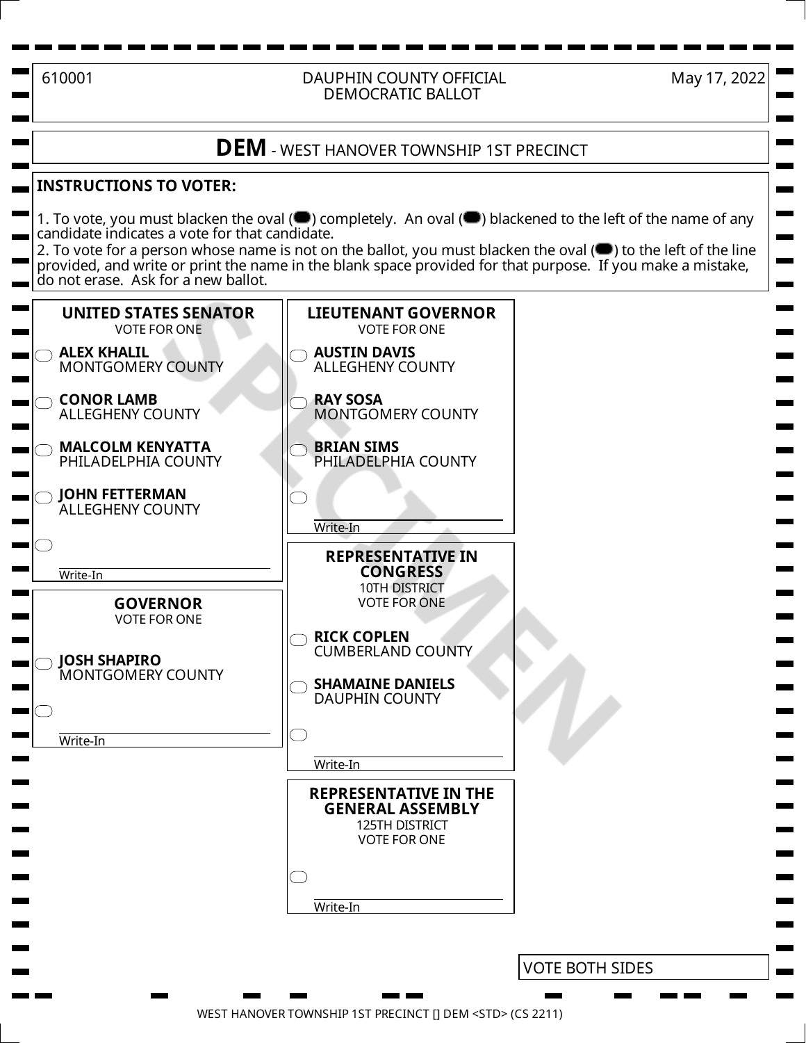610001

DAUPHIN COUNTY OFFICIAL
DEMOCRATIC BALLOT

May 17, 2022

# DEM - WEST HANOVER TOWNSHIP 1ST PRECINCT

**INSTRUCTIONS TO VOTER:**

1. To vote, you must blacken the oval (⬬) completely. An oval (⬬) blackened to the left of the name of any candidate indicates a vote for that candidate.
2. To vote for a person whose name is not on the ballot, you must blacken the oval (⬬) to the left of the line provided, and write or print the name in the blank space provided for that purpose. If you make a mistake, do not erase. Ask for a new ballot.

## UNITED STATES SENATOR
VOTE FOR ONE

- ⬭ **ALEX KHALIL**
  MONTGOMERY COUNTY
- ⬭ **CONOR LAMB**
  ALLEGHENY COUNTY
- ⬭ **MALCOLM KENYATTA**
  PHILADELPHIA COUNTY
- ⬭ **JOHN FETTERMAN**
  ALLEGHENY COUNTY
- ⬭ ______________ Write-In

## GOVERNOR
VOTE FOR ONE

- ⬭ **JOSH SHAPIRO**
  MONTGOMERY COUNTY
- ⬭ ______________ Write-In

## LIEUTENANT GOVERNOR
VOTE FOR ONE

- ⬭ **AUSTIN DAVIS**
  ALLEGHENY COUNTY
- ⬭ **RAY SOSA**
  MONTGOMERY COUNTY
- ⬭ **BRIAN SIMS**
  PHILADELPHIA COUNTY
- ⬭ ______________ Write-In

## REPRESENTATIVE IN CONGRESS
10TH DISTRICT
VOTE FOR ONE

- ⬭ **RICK COPLEN**
  CUMBERLAND COUNTY
- ⬭ **SHAMAINE DANIELS**
  DAUPHIN COUNTY
- ⬭ ______________ Write-In

## REPRESENTATIVE IN THE GENERAL ASSEMBLY
125TH DISTRICT
VOTE FOR ONE

- ⬭ ______________ Write-In

VOTE BOTH SIDES

WEST HANOVER TOWNSHIP 1ST PRECINCT [] DEM <STD> (CS 2211)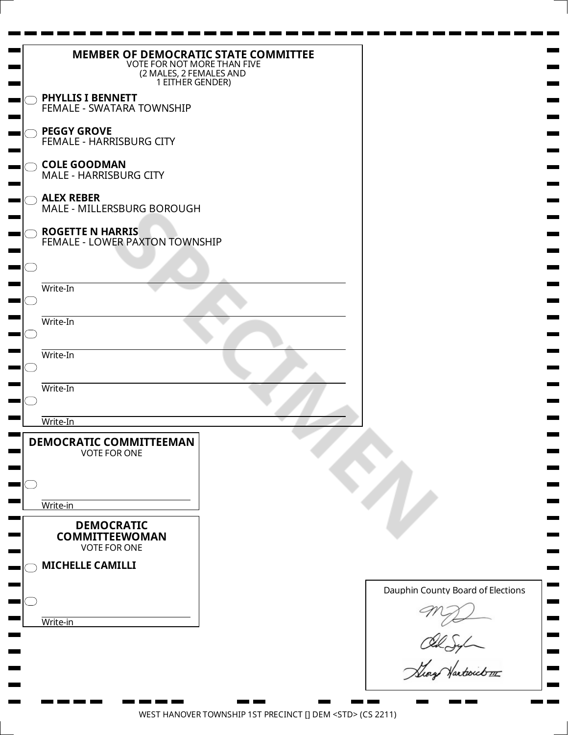## MEMBER OF DEMOCRATIC STATE COMMITTEE

VOTE FOR NOT MORE THAN FIVE
(2 MALES, 2 FEMALES AND
1 EITHER GENDER)

- **PHYLLIS I BENNETT**
  FEMALE - SWATARA TOWNSHIP
- **PEGGY GROVE**
  FEMALE - HARRISBURG CITY
- **COLE GOODMAN**
  MALE - HARRISBURG CITY
- **ALEX REBER**
  MALE - MILLERSBURG BOROUGH
- **ROGETTE N HARRIS**
  FEMALE - LOWER PAXTON TOWNSHIP
- Write-In
- Write-In
- Write-In
- Write-In
- Write-In

## DEMOCRATIC COMMITTEEMAN

VOTE FOR ONE

- Write-in

## DEMOCRATIC COMMITTEEWOMAN

VOTE FOR ONE

- **MICHELLE CAMILLI**
- Write-in

Dauphin County Board of Elections

SPECIMEN

WEST HANOVER TOWNSHIP 1ST PRECINCT [] DEM <STD> (CS 2211)